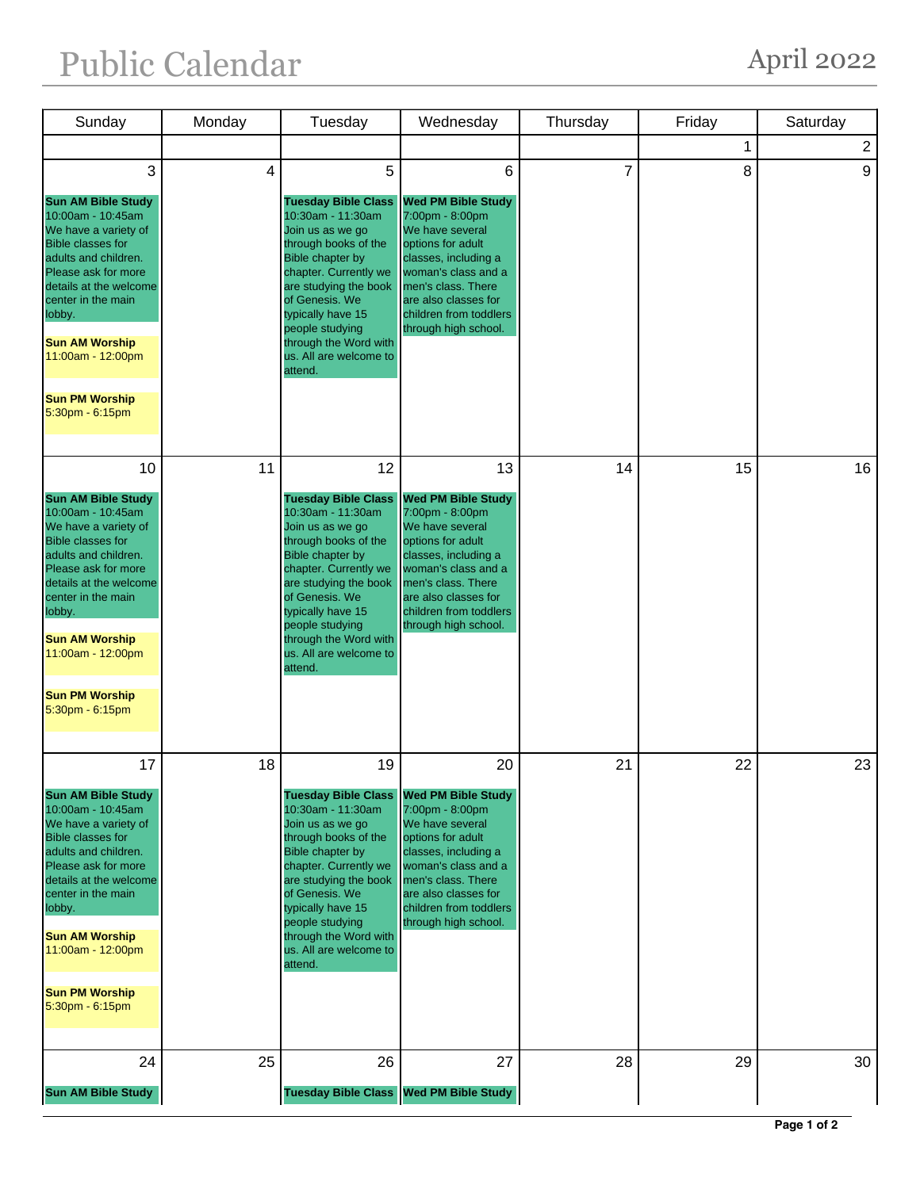# Public Calendar

April 2022

| Sunday | Monday | Tuesday | Wednesday | Thursday | Friday | Saturday |
|---|---|---|---|---|---|---|
| | | | | | 1 | 2 |
| 3<br>**Sun AM Bible Study**<br>10:00am - 10:45am<br>We have a variety of Bible classes for adults and children. Please ask for more details at the welcome center in the main lobby.<br>**Sun AM Worship**<br>11:00am - 12:00pm<br>**Sun PM Worship**<br>5:30pm - 6:15pm | 4 | 5<br>**Tuesday Bible Class**<br>10:30am - 11:30am<br>Join us as we go through books of the Bible chapter by chapter. Currently we are studying the book of Genesis. We typically have 15 people studying through the Word with us. All are welcome to attend. | 6<br>**Wed PM Bible Study**<br>7:00pm - 8:00pm<br>We have several options for adult classes, including a woman's class and a men's class. There are also classes for children from toddlers through high school. | 7 | 8 | 9 |
| 10<br>**Sun AM Bible Study**<br>10:00am - 10:45am<br>We have a variety of Bible classes for adults and children. Please ask for more details at the welcome center in the main lobby.<br>**Sun AM Worship**<br>11:00am - 12:00pm<br>**Sun PM Worship**<br>5:30pm - 6:15pm | 11 | 12<br>**Tuesday Bible Class**<br>10:30am - 11:30am<br>Join us as we go through books of the Bible chapter by chapter. Currently we are studying the book of Genesis. We typically have 15 people studying through the Word with us. All are welcome to attend. | 13<br>**Wed PM Bible Study**<br>7:00pm - 8:00pm<br>We have several options for adult classes, including a woman's class and a men's class. There are also classes for children from toddlers through high school. | 14 | 15 | 16 |
| 17<br>**Sun AM Bible Study**<br>10:00am - 10:45am<br>We have a variety of Bible classes for adults and children. Please ask for more details at the welcome center in the main lobby.<br>**Sun AM Worship**<br>11:00am - 12:00pm<br>**Sun PM Worship**<br>5:30pm - 6:15pm | 18 | 19<br>**Tuesday Bible Class**<br>10:30am - 11:30am<br>Join us as we go through books of the Bible chapter by chapter. Currently we are studying the book of Genesis. We typically have 15 people studying through the Word with us. All are welcome to attend. | 20<br>**Wed PM Bible Study**<br>7:00pm - 8:00pm<br>We have several options for adult classes, including a woman's class and a men's class. There are also classes for children from toddlers through high school. | 21 | 22 | 23 |
| 24<br>**Sun AM Bible Study** | 25 | 26<br>**Tuesday Bible Class** | 27<br>**Wed PM Bible Study** | 28 | 29 | 30 |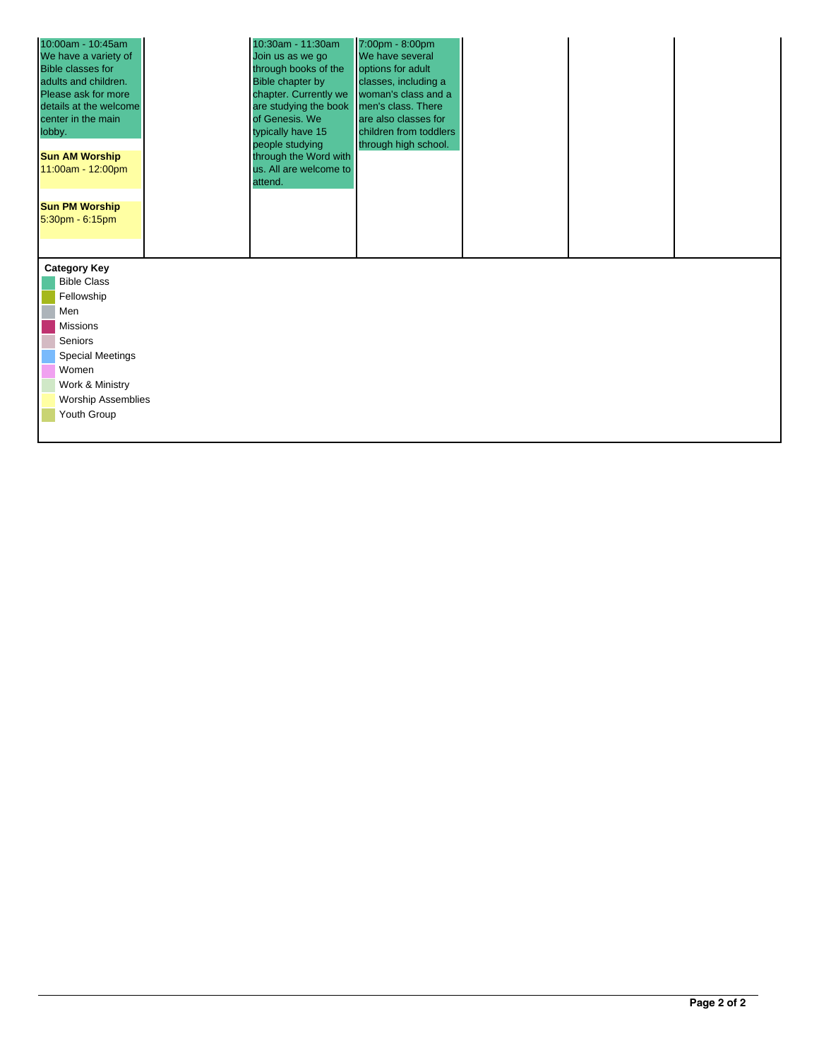| | | | | | | |
|---|---|---|---|---|---|---|
| 10:00am - 10:45am We have a variety of Bible classes for adults and children. Please ask for more details at the welcome center in the main lobby.<br><br>**Sun AM Worship** 11:00am - 12:00pm<br><br>**Sun PM Worship** 5:30pm - 6:15pm | | 10:30am - 11:30am Join us as we go through books of the Bible chapter by chapter. Currently we are studying the book of Genesis. We typically have 15 people studying through the Word with us. All are welcome to attend. | 7:00pm - 8:00pm We have several options for adult classes, including a woman's class and a men's class. There are also classes for children from toddlers through high school. | | | |

**Category Key**

- Bible Class
- Fellowship
- Men
- Missions
- Seniors
- Special Meetings
- Women
- Work & Ministry
- Worship Assemblies
- Youth Group